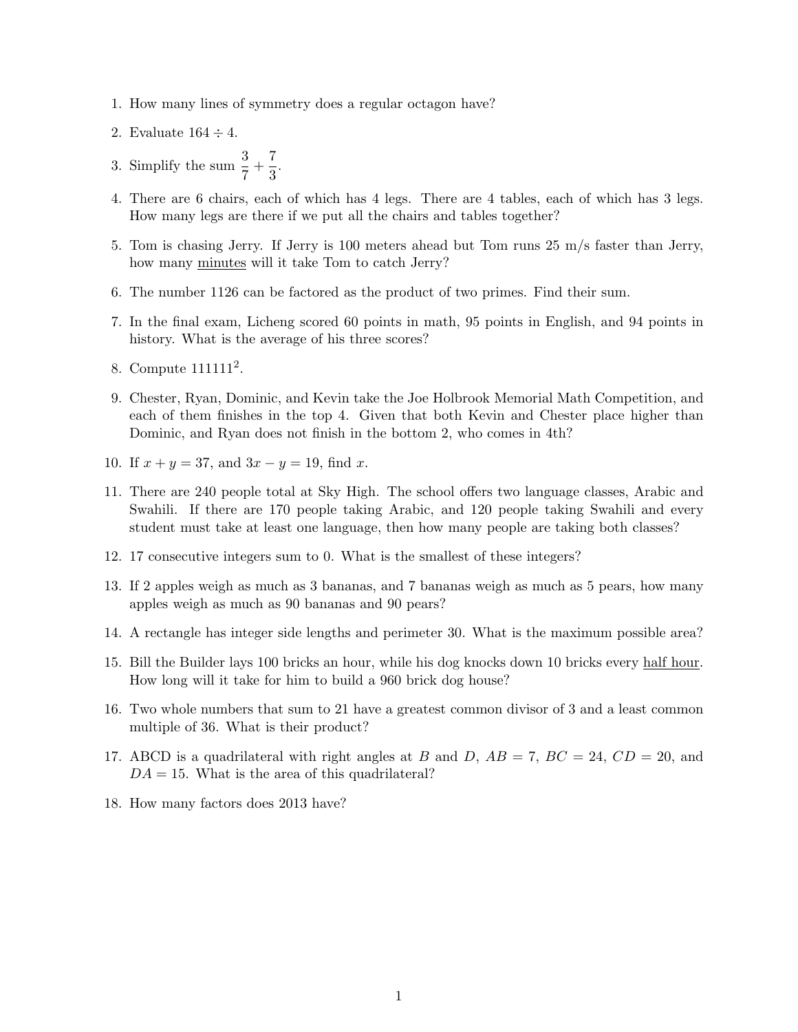1. How many lines of symmetry does a regular octagon have?

2. Evaluate $164 \div 4$.

3. Simplify the sum $\frac{3}{7} + \frac{7}{3}$.

4. There are 6 chairs, each of which has 4 legs. There are 4 tables, each of which has 3 legs. How many legs are there if we put all the chairs and tables together?

5. Tom is chasing Jerry. If Jerry is 100 meters ahead but Tom runs 25 m/s faster than Jerry, how many minutes will it take Tom to catch Jerry?

6. The number 1126 can be factored as the product of two primes. Find their sum.

7. In the final exam, Licheng scored 60 points in math, 95 points in English, and 94 points in history. What is the average of his three scores?

8. Compute $111111^2$.

9. Chester, Ryan, Dominic, and Kevin take the Joe Holbrook Memorial Math Competition, and each of them finishes in the top 4. Given that both Kevin and Chester place higher than Dominic, and Ryan does not finish in the bottom 2, who comes in 4th?

10. If $x + y = 37$, and $3x - y = 19$, find $x$.

11. There are 240 people total at Sky High. The school offers two language classes, Arabic and Swahili. If there are 170 people taking Arabic, and 120 people taking Swahili and every student must take at least one language, then how many people are taking both classes?

12. 17 consecutive integers sum to 0. What is the smallest of these integers?

13. If 2 apples weigh as much as 3 bananas, and 7 bananas weigh as much as 5 pears, how many apples weigh as much as 90 bananas and 90 pears?

14. A rectangle has integer side lengths and perimeter 30. What is the maximum possible area?

15. Bill the Builder lays 100 bricks an hour, while his dog knocks down 10 bricks every half hour. How long will it take for him to build a 960 brick dog house?

16. Two whole numbers that sum to 21 have a greatest common divisor of 3 and a least common multiple of 36. What is their product?

17. ABCD is a quadrilateral with right angles at $B$ and $D$, $AB = 7$, $BC = 24$, $CD = 20$, and $DA = 15$. What is the area of this quadrilateral?

18. How many factors does 2013 have?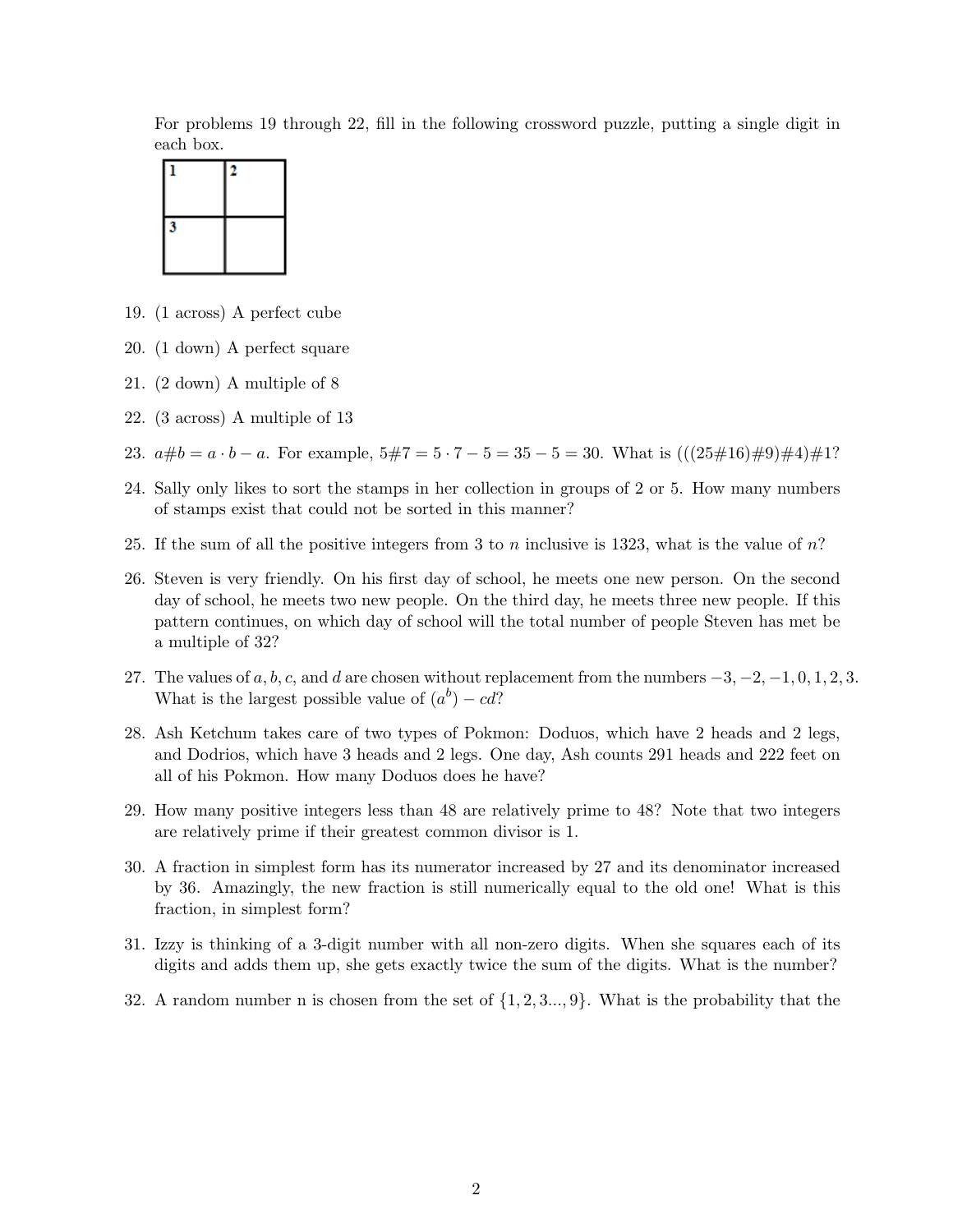For problems 19 through 22, fill in the following crossword puzzle, putting a single digit in each box.

| 1 | 2 |
|---|---|
| 3 |   |

19. (1 across) A perfect cube

20. (1 down) A perfect square

21. (2 down) A multiple of 8

22. (3 across) A multiple of 13

23. $a\#b = a \cdot b - a$. For example, $5\#7 = 5 \cdot 7 - 5 = 35 - 5 = 30$. What is $(((25\#16)\#9)\#4)\#1$?

24. Sally only likes to sort the stamps in her collection in groups of 2 or 5. How many numbers of stamps exist that could not be sorted in this manner?

25. If the sum of all the positive integers from 3 to $n$ inclusive is 1323, what is the value of $n$?

26. Steven is very friendly. On his first day of school, he meets one new person. On the second day of school, he meets two new people. On the third day, he meets three new people. If this pattern continues, on which day of school will the total number of people Steven has met be a multiple of 32?

27. The values of $a, b, c,$ and $d$ are chosen without replacement from the numbers $-3, -2, -1, 0, 1, 2, 3$. What is the largest possible value of $(a^b) - cd$?

28. Ash Ketchum takes care of two types of Pokmon: Doduos, which have 2 heads and 2 legs, and Dodrios, which have 3 heads and 2 legs. One day, Ash counts 291 heads and 222 feet on all of his Pokmon. How many Doduos does he have?

29. How many positive integers less than 48 are relatively prime to 48? Note that two integers are relatively prime if their greatest common divisor is 1.

30. A fraction in simplest form has its numerator increased by 27 and its denominator increased by 36. Amazingly, the new fraction is still numerically equal to the old one! What is this fraction, in simplest form?

31. Izzy is thinking of a 3-digit number with all non-zero digits. When she squares each of its digits and adds them up, she gets exactly twice the sum of the digits. What is the number?

32. A random number n is chosen from the set of $\{1, 2, 3..., 9\}$. What is the probability that the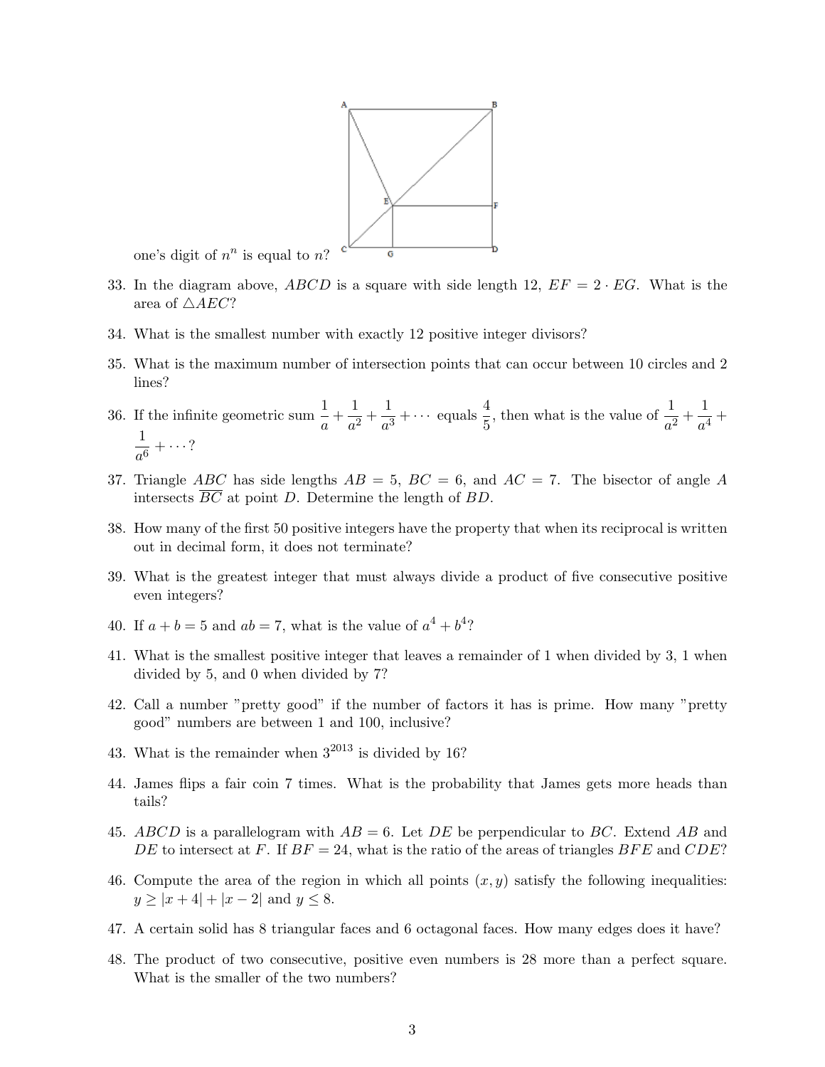one's digit of $n^n$ is equal to $n$?

33. In the diagram above, $ABCD$ is a square with side length 12, $EF = 2 \cdot EG$. What is the area of $\triangle AEC$?

34. What is the smallest number with exactly 12 positive integer divisors?

35. What is the maximum number of intersection points that can occur between 10 circles and 2 lines?

36. If the infinite geometric sum $\frac{1}{a} + \frac{1}{a^2} + \frac{1}{a^3} + \cdots$ equals $\frac{4}{5}$, then what is the value of $\frac{1}{a^2} + \frac{1}{a^4} + \frac{1}{a^6} + \cdots$?

37. Triangle $ABC$ has side lengths $AB = 5$, $BC = 6$, and $AC = 7$. The bisector of angle $A$ intersects $\overline{BC}$ at point $D$. Determine the length of $BD$.

38. How many of the first 50 positive integers have the property that when its reciprocal is written out in decimal form, it does not terminate?

39. What is the greatest integer that must always divide a product of five consecutive positive even integers?

40. If $a + b = 5$ and $ab = 7$, what is the value of $a^4 + b^4$?

41. What is the smallest positive integer that leaves a remainder of 1 when divided by 3, 1 when divided by 5, and 0 when divided by 7?

42. Call a number "pretty good" if the number of factors it has is prime. How many "pretty good" numbers are between 1 and 100, inclusive?

43. What is the remainder when $3^{2013}$ is divided by 16?

44. James flips a fair coin 7 times. What is the probability that James gets more heads than tails?

45. $ABCD$ is a parallelogram with $AB = 6$. Let $DE$ be perpendicular to $BC$. Extend $AB$ and $DE$ to intersect at $F$. If $BF = 24$, what is the ratio of the areas of triangles $BFE$ and $CDE$?

46. Compute the area of the region in which all points $(x, y)$ satisfy the following inequalities: $y \geq |x + 4| + |x - 2|$ and $y \leq 8$.

47. A certain solid has 8 triangular faces and 6 octagonal faces. How many edges does it have?

48. The product of two consecutive, positive even numbers is 28 more than a perfect square. What is the smaller of the two numbers?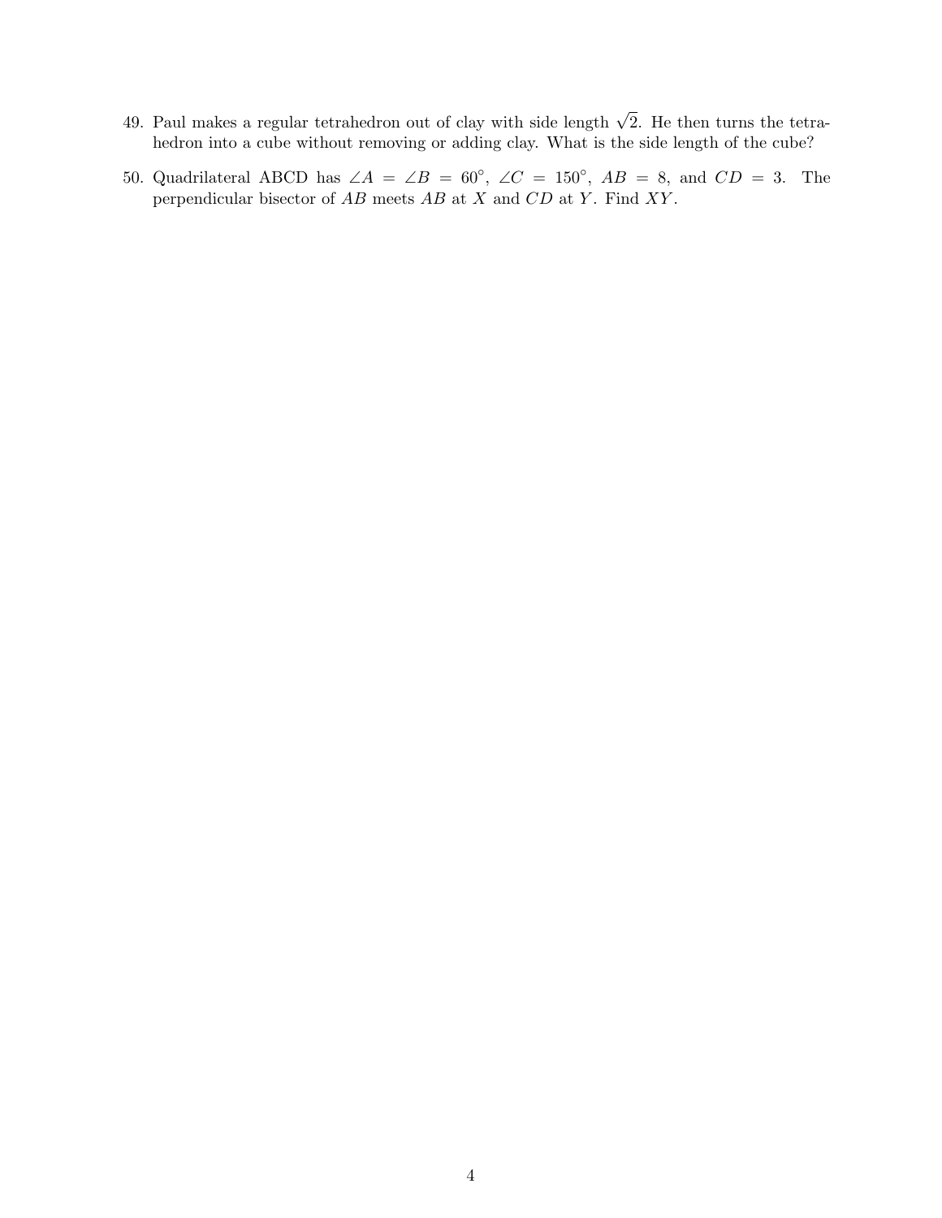49. Paul makes a regular tetrahedron out of clay with side length $\sqrt{2}$. He then turns the tetrahedron into a cube without removing or adding clay. What is the side length of the cube?

50. Quadrilateral ABCD has $\angle A = \angle B = 60^\circ$, $\angle C = 150^\circ$, $AB = 8$, and $CD = 3$. The perpendicular bisector of $AB$ meets $AB$ at $X$ and $CD$ at $Y$. Find $XY$.